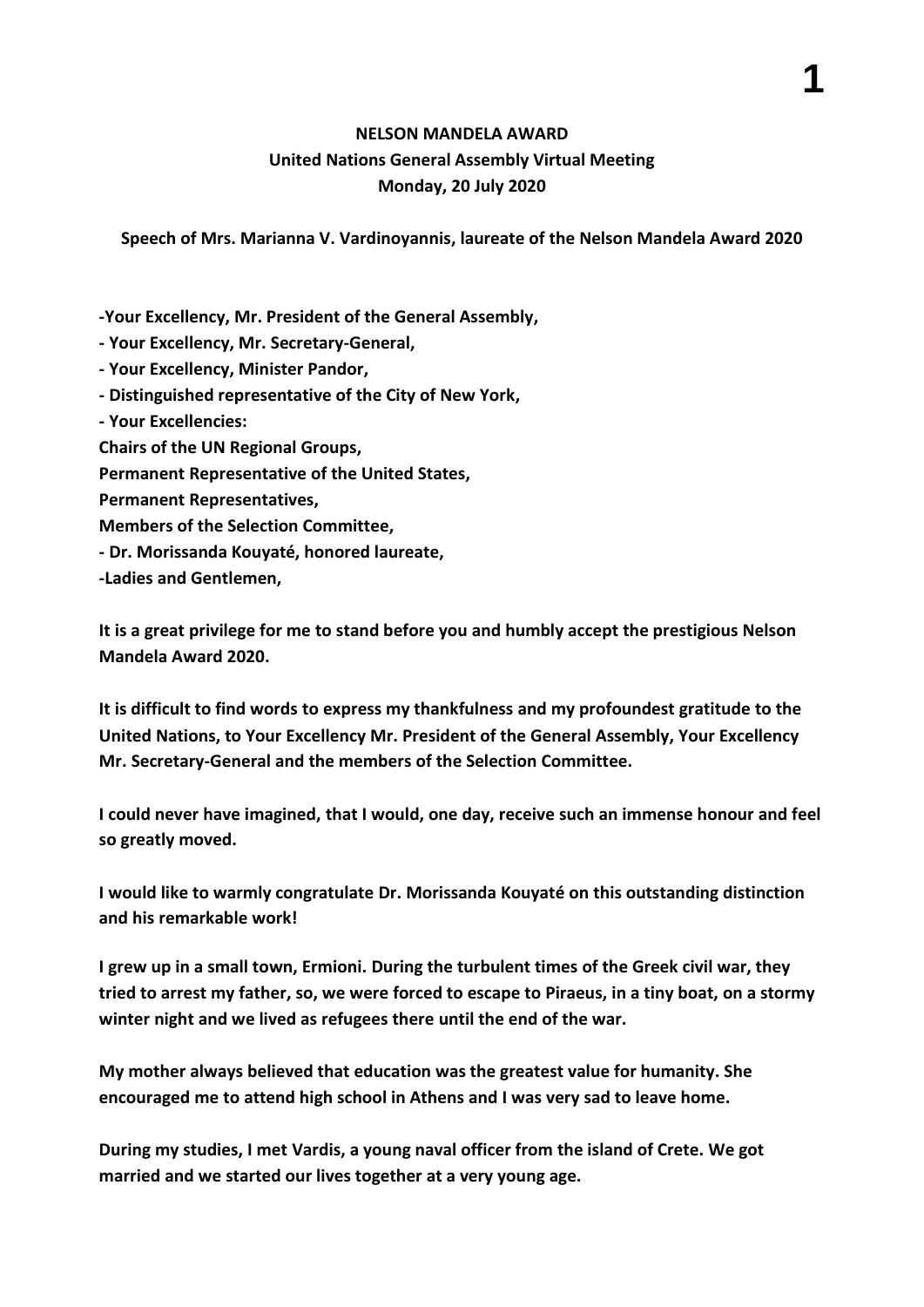**NELSON MANDELA AWARD**
**United Nations General Assembly Virtual Meeting**
**Monday, 20 July 2020**

**Speech of Mrs. Marianna V. Vardinoyannis, laureate of the Nelson Mandela Award 2020**

**-Your Excellency, Mr. President of the General Assembly,**
**- Your Excellency, Mr. Secretary-General,**
**- Your Excellency, Minister Pandor,**
**- Distinguished representative of the City of New York,**
**- Your Excellencies:**
**Chairs of the UN Regional Groups,**
**Permanent Representative of the United States,**
**Permanent Representatives,**
**Members of the Selection Committee,**
**- Dr. Morissanda Kouyaté, honored laureate,**
**-Ladies and Gentlemen,**

**It is a great privilege for me to stand before you and humbly accept the prestigious Nelson Mandela Award 2020.**

**It is difficult to find words to express my thankfulness and my profoundest gratitude to the United Nations, to Your Excellency Mr. President of the General Assembly, Your Excellency Mr. Secretary-General and the members of the Selection Committee.**

**I could never have imagined, that I would, one day, receive such an immense honour and feel so greatly moved.**

**I would like to warmly congratulate Dr. Morissanda Kouyaté on this outstanding distinction and his remarkable work!**

**I grew up in a small town, Ermioni. During the turbulent times of the Greek civil war, they tried to arrest my father, so, we were forced to escape to Piraeus, in a tiny boat, on a stormy winter night and we lived as refugees there until the end of the war.**

**My mother always believed that education was the greatest value for humanity. She encouraged me to attend high school in Athens and I was very sad to leave home.**

**During my studies, I met Vardis, a young naval officer from the island of Crete. We got married and we started our lives together at a very young age.**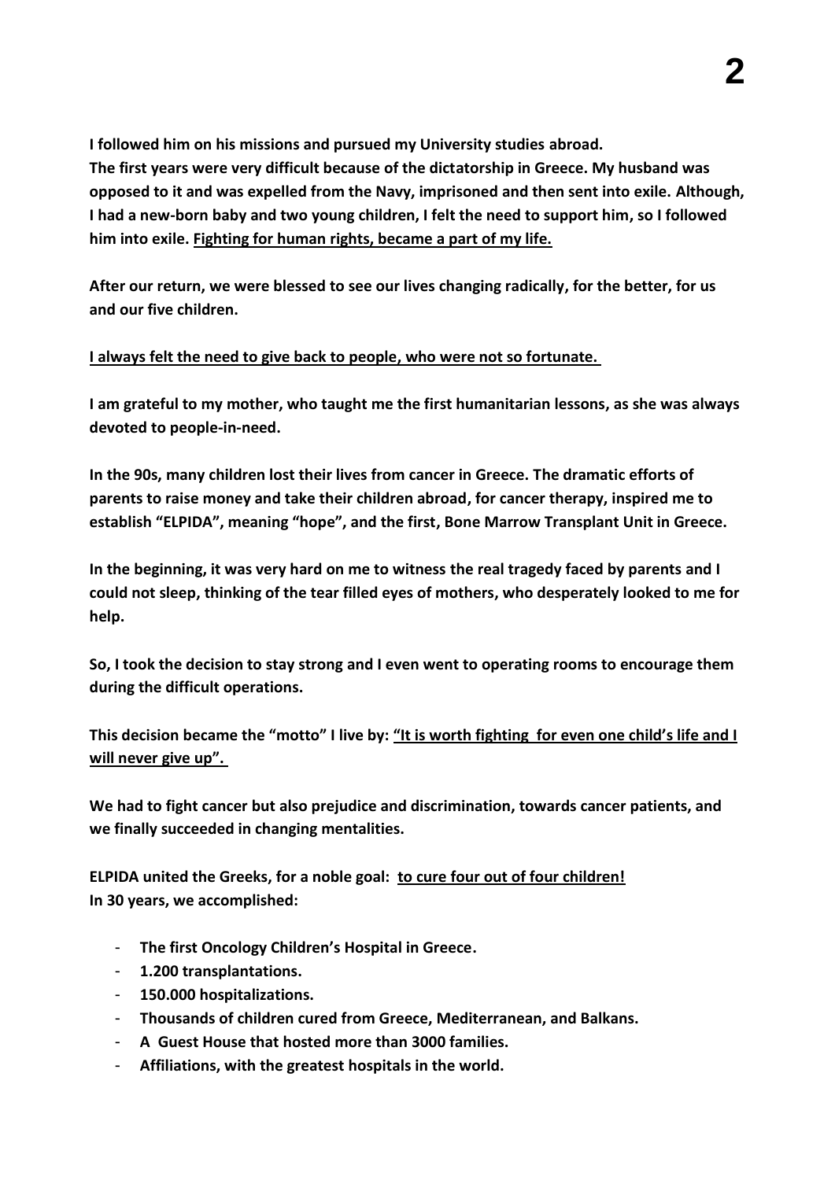**I followed him on his missions and pursued my University studies abroad.**
**The first years were very difficult because of the dictatorship in Greece. My husband was opposed to it and was expelled from the Navy, imprisoned and then sent into exile. Although, I had a new-born baby and two young children, I felt the need to support him, so I followed him into exile. <u>Fighting for human rights, became a part of my life.</u>**

**After our return, we were blessed to see our lives changing radically, for the better, for us and our five children.**

**<u>I always felt the need to give back to people, who were not so fortunate.</u>**

**I am grateful to my mother, who taught me the first humanitarian lessons, as she was always devoted to people-in-need.**

**In the 90s, many children lost their lives from cancer in Greece. The dramatic efforts of parents to raise money and take their children abroad, for cancer therapy, inspired me to establish "ELPIDA", meaning "hope", and the first, Bone Marrow Transplant Unit in Greece.**

**In the beginning, it was very hard on me to witness the real tragedy faced by parents and I could not sleep, thinking of the tear filled eyes of mothers, who desperately looked to me for help.**

**So, I took the decision to stay strong and I even went to operating rooms to encourage them during the difficult operations.**

**This decision became the "motto" I live by: <u>"It is worth fighting for even one child's life and I will never give up".</u>**

**We had to fight cancer but also prejudice and discrimination, towards cancer patients, and we finally succeeded in changing mentalities.**

**ELPIDA united the Greeks, for a noble goal: <u>to cure four out of four children!</u>**
**In 30 years, we accomplished:**

- **The first Oncology Children's Hospital in Greece.**
- **1.200 transplantations.**
- **150.000 hospitalizations.**
- **Thousands of children cured from Greece, Mediterranean, and Balkans.**
- **A Guest House that hosted more than 3000 families.**
- **Affiliations, with the greatest hospitals in the world.**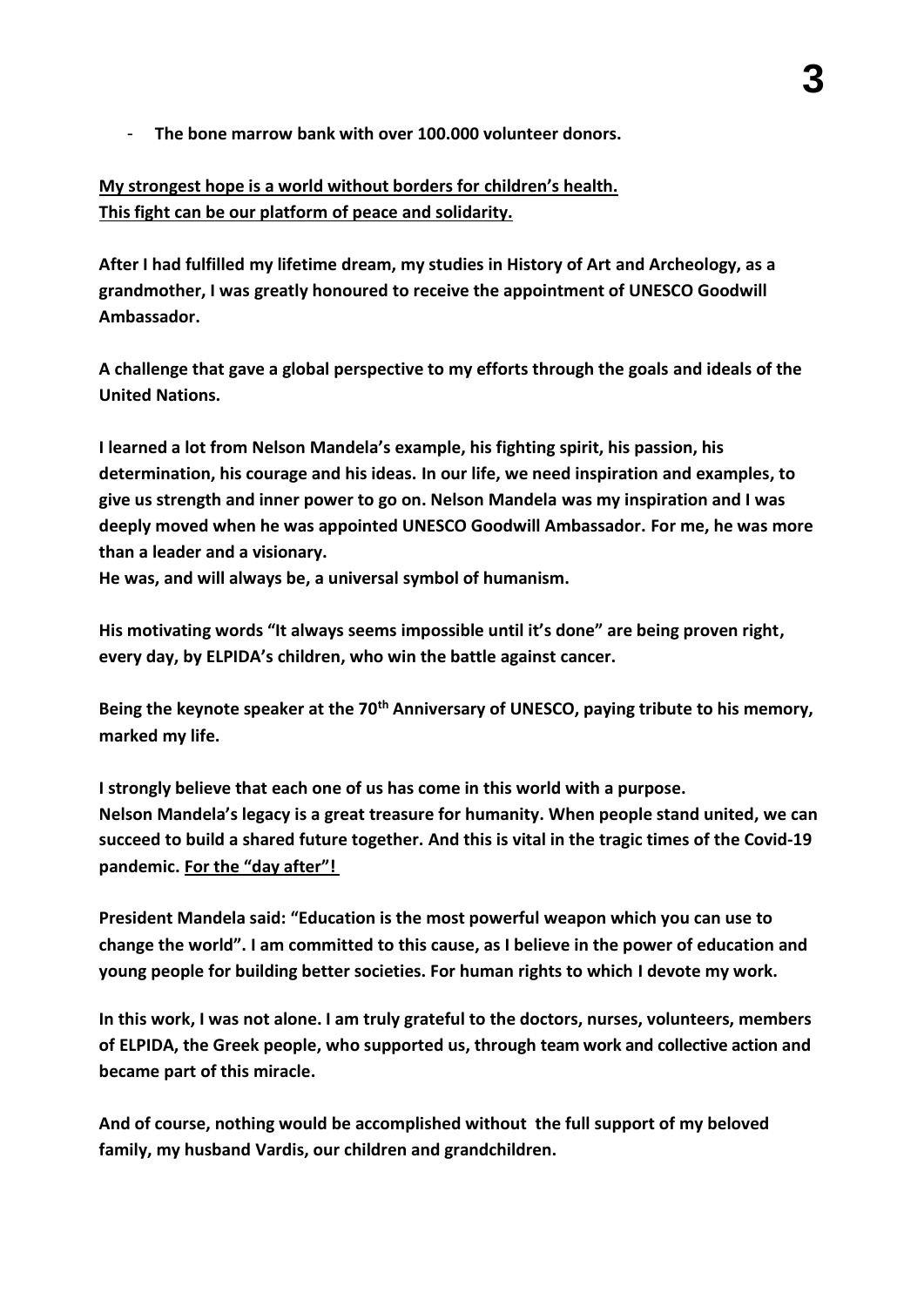- **The bone marrow bank with over 100.000 volunteer donors.**

**My strongest hope is a world without borders for children's health.**
**This fight can be our platform of peace and solidarity.**

**After I had fulfilled my lifetime dream, my studies in History of Art and Archeology, as a grandmother, I was greatly honoured to receive the appointment of UNESCO Goodwill Ambassador.**

**A challenge that gave a global perspective to my efforts through the goals and ideals of the United Nations.**

**I learned a lot from Nelson Mandela's example, his fighting spirit, his passion, his determination, his courage and his ideas. In our life, we need inspiration and examples, to give us strength and inner power to go on. Nelson Mandela was my inspiration and I was deeply moved when he was appointed UNESCO Goodwill Ambassador. For me, he was more than a leader and a visionary.**
**He was, and will always be, a universal symbol of humanism.**

**His motivating words "It always seems impossible until it's done" are being proven right, every day, by ELPIDA's children, who win the battle against cancer.**

**Being the keynote speaker at the 70th Anniversary of UNESCO, paying tribute to his memory, marked my life.**

**I strongly believe that each one of us has come in this world with a purpose.**
**Nelson Mandela's legacy is a great treasure for humanity. When people stand united, we can succeed to build a shared future together. And this is vital in the tragic times of the Covid-19 pandemic. For the "day after"!**

**President Mandela said: "Education is the most powerful weapon which you can use to change the world". I am committed to this cause, as I believe in the power of education and young people for building better societies. For human rights to which I devote my work.**

**In this work, I was not alone. I am truly grateful to the doctors, nurses, volunteers, members of ELPIDA, the Greek people, who supported us, through team work and collective action and became part of this miracle.**

**And of course, nothing would be accomplished without the full support of my beloved family, my husband Vardis, our children and grandchildren.**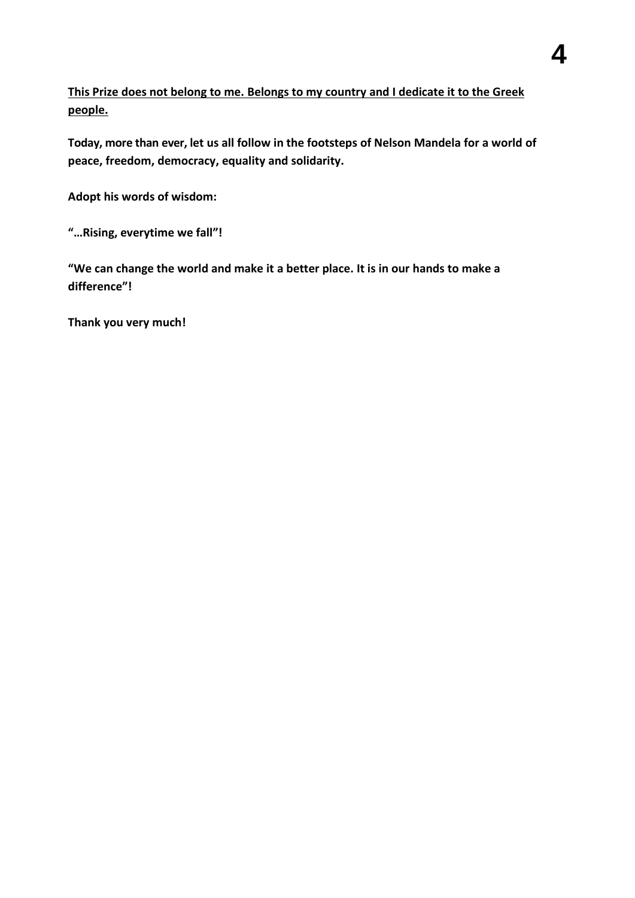**<u>This Prize does not belong to me. Belongs to my country and I dedicate it to the Greek people.</u>**

**Today, more than ever, let us all follow in the footsteps of Nelson Mandela for a world of peace, freedom, democracy, equality and solidarity.**

**Adopt his words of wisdom:**

**"…Rising, everytime we fall"!**

**"We can change the world and make it a better place. It is in our hands to make a difference"!**

**Thank you very much!**